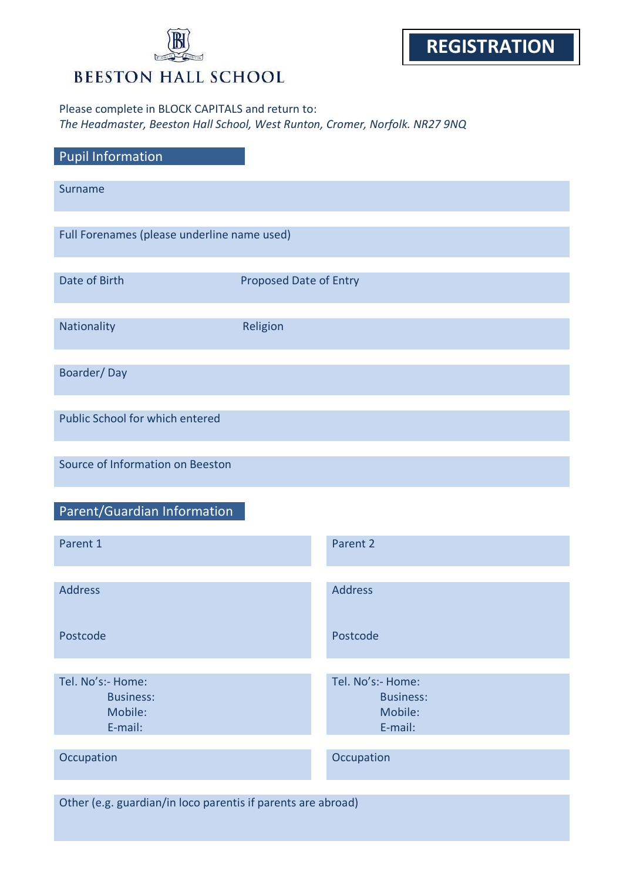# BEESTON HALL SCHOOL

## REGISTRATION

Please complete in BLOCK CAPITALS and return to:
*The Headmaster, Beeston Hall School, West Runton, Cromer, Norfolk. NR27 9NQ*

## Pupil Information

Surname

Full Forenames (please underline name used)

Date of Birth | Proposed Date of Entry

Nationality | Religion

Boarder/ Day

Public School for which entered

Source of Information on Beeston

## Parent/Guardian Information

| Parent 1 | Parent 2 |
|---|---|
| Address<br><br>Postcode | Address<br><br>Postcode |
| Tel. No's:- Home:<br>Business:<br>Mobile:<br>E-mail: | Tel. No's:- Home:<br>Business:<br>Mobile:<br>E-mail: |
| Occupation | Occupation |

Other (e.g. guardian/in loco parentis if parents are abroad)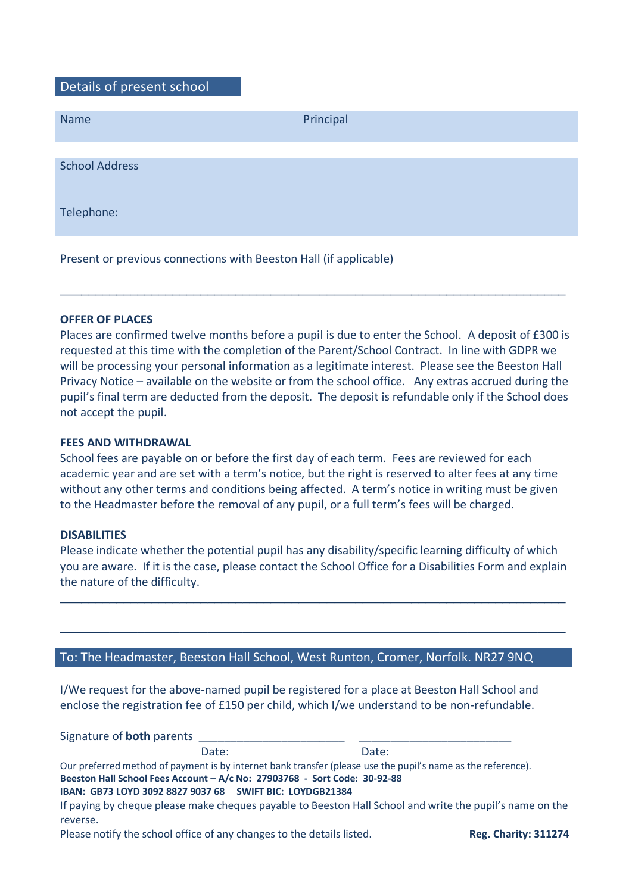## Details of present school

| | |
|---|---|
| Name | Principal |

School Address

Telephone:

Present or previous connections with Beeston Hall (if applicable)

\_\_\_\_\_\_\_\_\_\_\_\_\_\_\_\_\_\_\_\_\_\_\_\_\_\_\_\_\_\_\_\_\_\_\_\_\_\_\_\_\_\_\_\_\_\_\_\_\_\_\_\_\_\_\_\_\_\_\_\_\_\_\_\_\_\_\_\_\_\_\_\_\_\_\_\_

**OFFER OF PLACES**

Places are confirmed twelve months before a pupil is due to enter the School. A deposit of £300 is requested at this time with the completion of the Parent/School Contract. In line with GDPR we will be processing your personal information as a legitimate interest. Please see the Beeston Hall Privacy Notice – available on the website or from the school office. Any extras accrued during the pupil's final term are deducted from the deposit. The deposit is refundable only if the School does not accept the pupil.

**FEES AND WITHDRAWAL**

School fees are payable on or before the first day of each term. Fees are reviewed for each academic year and are set with a term's notice, but the right is reserved to alter fees at any time without any other terms and conditions being affected. A term's notice in writing must be given to the Headmaster before the removal of any pupil, or a full term's fees will be charged.

**DISABILITIES**

Please indicate whether the potential pupil has any disability/specific learning difficulty of which you are aware. If it is the case, please contact the School Office for a Disabilities Form and explain the nature of the difficulty.

\_\_\_\_\_\_\_\_\_\_\_\_\_\_\_\_\_\_\_\_\_\_\_\_\_\_\_\_\_\_\_\_\_\_\_\_\_\_\_\_\_\_\_\_\_\_\_\_\_\_\_\_\_\_\_\_\_\_\_\_\_\_\_\_\_\_\_\_\_\_\_\_\_\_\_\_

\_\_\_\_\_\_\_\_\_\_\_\_\_\_\_\_\_\_\_\_\_\_\_\_\_\_\_\_\_\_\_\_\_\_\_\_\_\_\_\_\_\_\_\_\_\_\_\_\_\_\_\_\_\_\_\_\_\_\_\_\_\_\_\_\_\_\_\_\_\_\_\_\_\_\_\_

## To: The Headmaster, Beeston Hall School, West Runton, Cromer, Norfolk. NR27 9NQ

I/We request for the above-named pupil be registered for a place at Beeston Hall School and enclose the registration fee of £150 per child, which I/we understand to be non-refundable.

Signature of **both** parents \_\_\_\_\_\_\_\_\_\_\_\_\_\_\_\_\_\_\_\_\_\_\_\_ \_\_\_\_\_\_\_\_\_\_\_\_\_\_\_\_\_\_\_\_\_\_\_\_

Date: Date:

Our preferred method of payment is by internet bank transfer (please use the pupil's name as the reference).

**Beeston Hall School Fees Account – A/c No: 27903768 - Sort Code: 30-92-88**

**IBAN: GB73 LOYD 3092 8827 9037 68 SWIFT BIC: LOYDGB21384**

If paying by cheque please make cheques payable to Beeston Hall School and write the pupil's name on the reverse.

Please notify the school office of any changes to the details listed. **Reg. Charity: 311274**